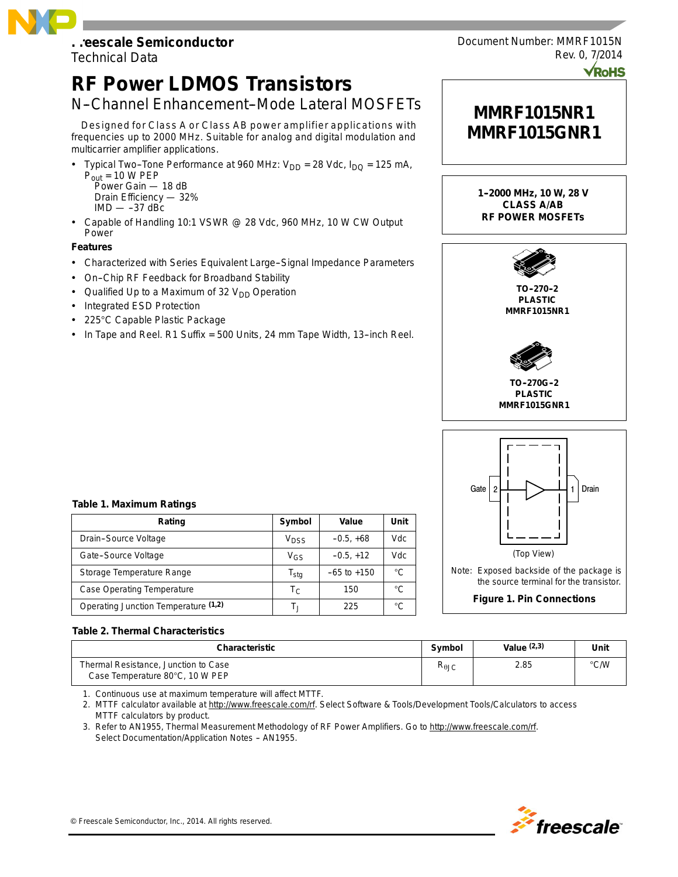Freescale Semiconductor
Technical Data

Document Number: MMRF1015N
Rev. 0, 7/2014

# RF Power LDMOS Transistors

## N–Channel Enhancement–Mode Lateral MOSFETs

Designed for Class A or Class AB power amplifier applications with frequencies up to 2000 MHz. Suitable for analog and digital modulation and multicarrier amplifier applications.

- Typical Two–Tone Performance at 960 MHz: $V_{DD}$ = 28 Vdc, $I_{DQ}$ = 125 mA, $P_{out}$ = 10 W PEP
  Power Gain — 18 dB
  Drain Efficiency — 32%
  IMD — –37 dBc
- Capable of Handling 10:1 VSWR @ 28 Vdc, 960 MHz, 10 W CW Output Power

**Features**

- Characterized with Series Equivalent Large–Signal Impedance Parameters
- On–Chip RF Feedback for Broadband Stability
- Qualified Up to a Maximum of 32 $V_{DD}$ Operation
- Integrated ESD Protection
- 225°C Capable Plastic Package
- In Tape and Reel. R1 Suffix = 500 Units, 24 mm Tape Width, 13–inch Reel.

**MMRF1015NR1**
**MMRF1015GNR1**

**1–2000 MHz, 10 W, 28 V**
**CLASS A/AB**
**RF POWER MOSFETs**

**TO–270–2**
**PLASTIC**
**MMRF1015NR1**

**TO–270G–2**
**PLASTIC**
**MMRF1015GNR1**

Gate 2 — 1 Drain

(Top View)

Note: Exposed backside of the package is the source terminal for the transistor.

**Figure 1. Pin Connections**

**Table 1. Maximum Ratings**

| Rating | Symbol | Value | Unit |
|---|---|---|---|
| Drain–Source Voltage | $V_{DSS}$ | –0.5, +68 | Vdc |
| Gate–Source Voltage | $V_{GS}$ | –0.5, +12 | Vdc |
| Storage Temperature Range | $T_{stg}$ | –65 to +150 | °C |
| Case Operating Temperature | $T_C$ | 150 | °C |
| Operating Junction Temperature (1,2) | $T_J$ | 225 | °C |

**Table 2. Thermal Characteristics**

| Characteristic | Symbol | Value (2,3) | Unit |
|---|---|---|---|
| Thermal Resistance, Junction to Case<br>Case Temperature 80°C, 10 W PEP | $R_{\theta JC}$ | 2.85 | °C/W |

1. Continuous use at maximum temperature will affect MTTF.
2. MTTF calculator available at http://www.freescale.com/rf. Select Software & Tools/Development Tools/Calculators to access MTTF calculators by product.
3. Refer to AN1955, Thermal Measurement Methodology of RF Power Amplifiers. Go to http://www.freescale.com/rf. Select Documentation/Application Notes – AN1955.

© Freescale Semiconductor, Inc., 2014. All rights reserved.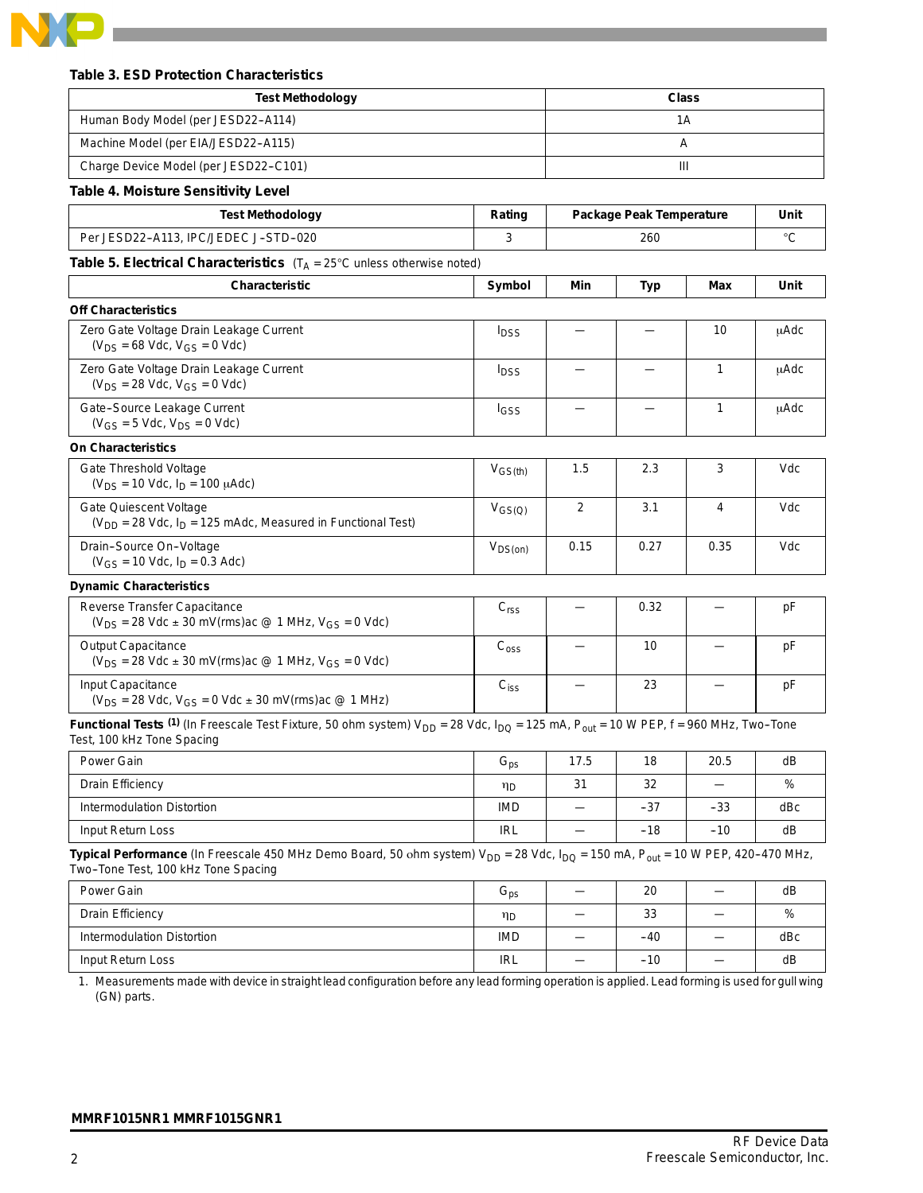### Table 3. ESD Protection Characteristics

| Test Methodology | Class |
|---|---|
| Human Body Model (per JESD22–A114) | 1A |
| Machine Model (per EIA/JESD22–A115) | A |
| Charge Device Model (per JESD22–C101) | III |

### Table 4. Moisture Sensitivity Level

| Test Methodology | Rating | Package Peak Temperature | Unit |
|---|---|---|---|
| Per JESD22–A113, IPC/JEDEC J–STD–020 | 3 | 260 | °C |

### Table 5. Electrical Characteristics ($T_A$ = 25°C unless otherwise noted)

| Characteristic | Symbol | Min | Typ | Max | Unit |
|---|---|---|---|---|---|
| **Off Characteristics** | | | | | |
| Zero Gate Voltage Drain Leakage Current ($V_{DS}$ = 68 Vdc, $V_{GS}$ = 0 Vdc) | $I_{DSS}$ | — | — | 10 | μAdc |
| Zero Gate Voltage Drain Leakage Current ($V_{DS}$ = 28 Vdc, $V_{GS}$ = 0 Vdc) | $I_{DSS}$ | — | — | 1 | μAdc |
| Gate–Source Leakage Current ($V_{GS}$ = 5 Vdc, $V_{DS}$ = 0 Vdc) | $I_{GSS}$ | — | — | 1 | μAdc |
| **On Characteristics** | | | | | |
| Gate Threshold Voltage ($V_{DS}$ = 10 Vdc, $I_D$ = 100 μAdc) | $V_{GS(th)}$ | 1.5 | 2.3 | 3 | Vdc |
| Gate Quiescent Voltage ($V_{DD}$ = 28 Vdc, $I_D$ = 125 mAdc, Measured in Functional Test) | $V_{GS(Q)}$ | 2 | 3.1 | 4 | Vdc |
| Drain–Source On–Voltage ($V_{GS}$ = 10 Vdc, $I_D$ = 0.3 Adc) | $V_{DS(on)}$ | 0.15 | 0.27 | 0.35 | Vdc |
| **Dynamic Characteristics** | | | | | |
| Reverse Transfer Capacitance ($V_{DS}$ = 28 Vdc ± 30 mV(rms)ac @ 1 MHz, $V_{GS}$ = 0 Vdc) | $C_{rss}$ | — | 0.32 | — | pF |
| Output Capacitance ($V_{DS}$ = 28 Vdc ± 30 mV(rms)ac @ 1 MHz, $V_{GS}$ = 0 Vdc) | $C_{oss}$ | — | 10 | — | pF |
| Input Capacitance ($V_{DS}$ = 28 Vdc, $V_{GS}$ = 0 Vdc ± 30 mV(rms)ac @ 1 MHz) | $C_{iss}$ | — | 23 | — | pF |

**Functional Tests** [(1)] (In Freescale Test Fixture, 50 ohm system) $V_{DD}$ = 28 Vdc, $I_{DQ}$ = 125 mA, $P_{out}$ = 10 W PEP, f = 960 MHz, Two–Tone Test, 100 kHz Tone Spacing

| Characteristic | Symbol | Min | Typ | Max | Unit |
|---|---|---|---|---|---|
| Power Gain | $G_{ps}$ | 17.5 | 18 | 20.5 | dB |
| Drain Efficiency | $\eta_D$ | 31 | 32 | — | % |
| Intermodulation Distortion | IMD | — | –37 | –33 | dBc |
| Input Return Loss | IRL | — | –18 | –10 | dB |

**Typical Performance** (In Freescale 450 MHz Demo Board, 50 ohm system) $V_{DD}$ = 28 Vdc, $I_{DQ}$ = 150 mA, $P_{out}$ = 10 W PEP, 420–470 MHz, Two–Tone Test, 100 kHz Tone Spacing

| Characteristic | Symbol | Min | Typ | Max | Unit |
|---|---|---|---|---|---|
| Power Gain | $G_{ps}$ | — | 20 | — | dB |
| Drain Efficiency | $\eta_D$ | — | 33 | — | % |
| Intermodulation Distortion | IMD | — | –40 | — | dBc |
| Input Return Loss | IRL | — | –10 | — | dB |

1. Measurements made with device in straight lead configuration before any lead forming operation is applied. Lead forming is used for gull wing (GN) parts.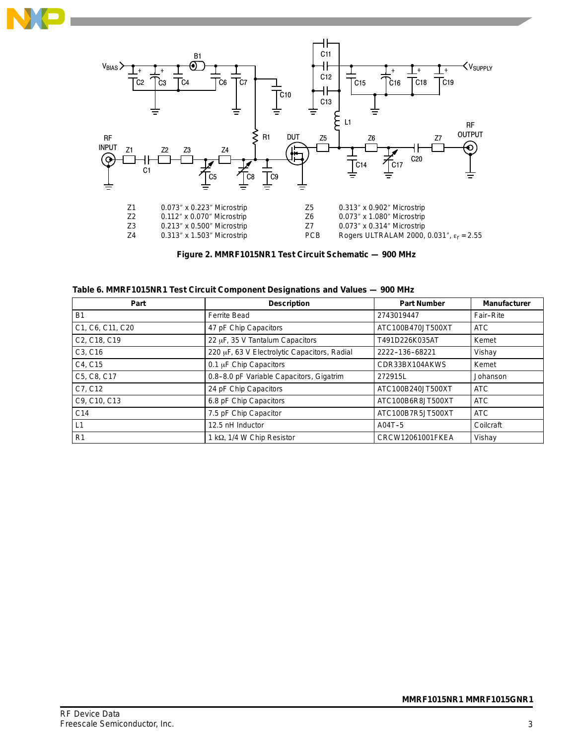| | | | |
|---|---|---|---|
| Z1 | 0.073″ x 0.223″ Microstrip | Z5 | 0.313″ x 0.902″ Microstrip |
| Z2 | 0.112″ x 0.070″ Microstrip | Z6 | 0.073″ x 1.080″ Microstrip |
| Z3 | 0.213″ x 0.500″ Microstrip | Z7 | 0.073″ x 0.314″ Microstrip |
| Z4 | 0.313″ x 1.503″ Microstrip | PCB | Rogers ULTRALAM 2000, 0.031″, $\varepsilon_r$ = 2.55 |

**Figure 2. MMRF1015NR1 Test Circuit Schematic — 900 MHz**

**Table 6. MMRF1015NR1 Test Circuit Component Designations and Values — 900 MHz**

| Part | Description | Part Number | Manufacturer |
|---|---|---|---|
| B1 | Ferrite Bead | 2743019447 | Fair–Rite |
| C1, C6, C11, C20 | 47 pF Chip Capacitors | ATC100B470JT500XT | ATC |
| C2, C18, C19 | 22 μF, 35 V Tantalum Capacitors | T491D226K035AT | Kemet |
| C3, C16 | 220 μF, 63 V Electrolytic Capacitors, Radial | 2222–136–68221 | Vishay |
| C4, C15 | 0.1 μF Chip Capacitors | CDR33BX104AKWS | Kemet |
| C5, C8, C17 | 0.8–8.0 pF Variable Capacitors, Gigatrim | 272915L | Johanson |
| C7, C12 | 24 pF Chip Capacitors | ATC100B240JT500XT | ATC |
| C9, C10, C13 | 6.8 pF Chip Capacitors | ATC100B6R8JT500XT | ATC |
| C14 | 7.5 pF Chip Capacitor | ATC100B7R5JT500XT | ATC |
| L1 | 12.5 nH Inductor | A04T–5 | Coilcraft |
| R1 | 1 kΩ, 1/4 W Chip Resistor | CRCW12061001FKEA | Vishay |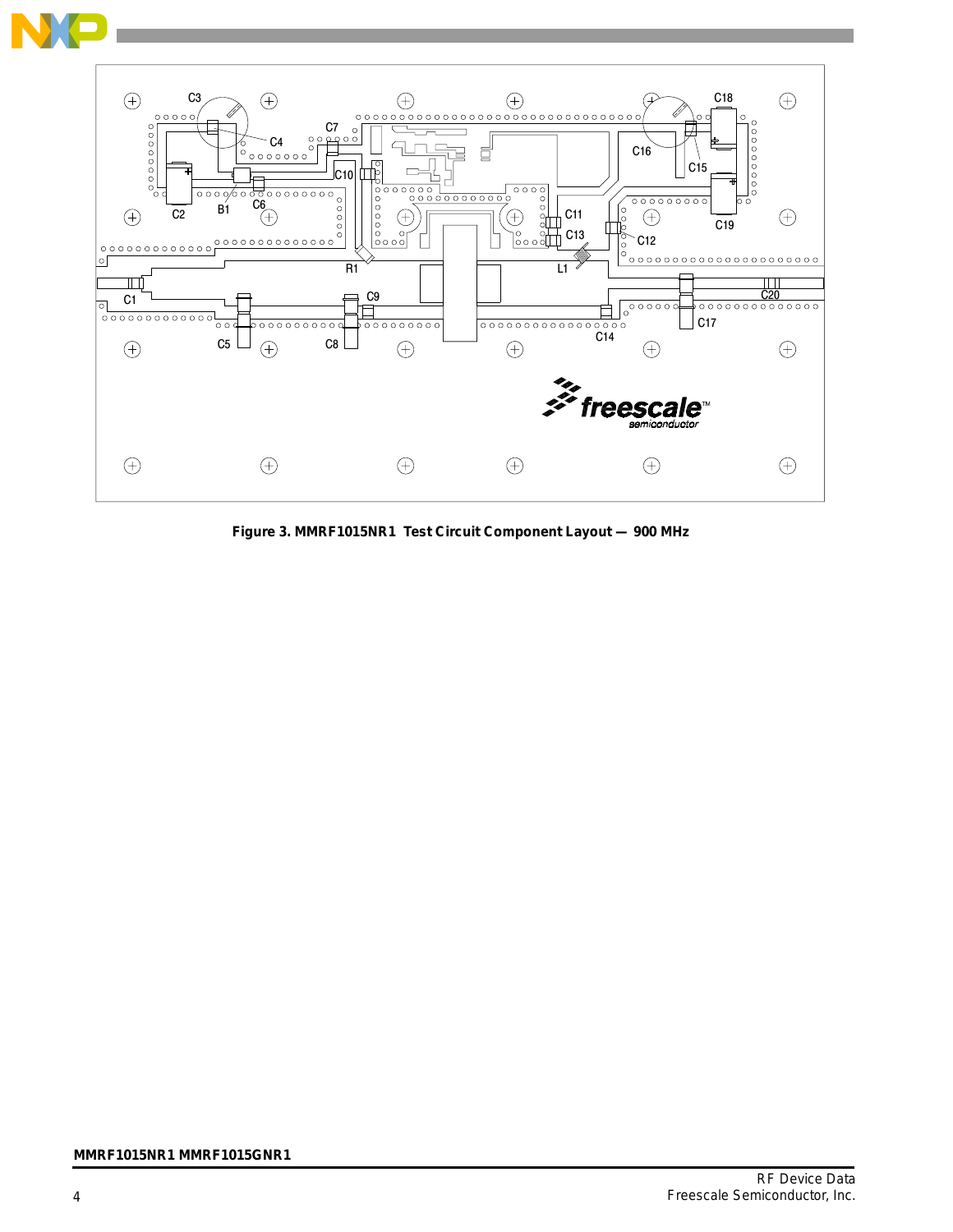**Figure 3. MMRF1015NR1 Test Circuit Component Layout — 900 MHz**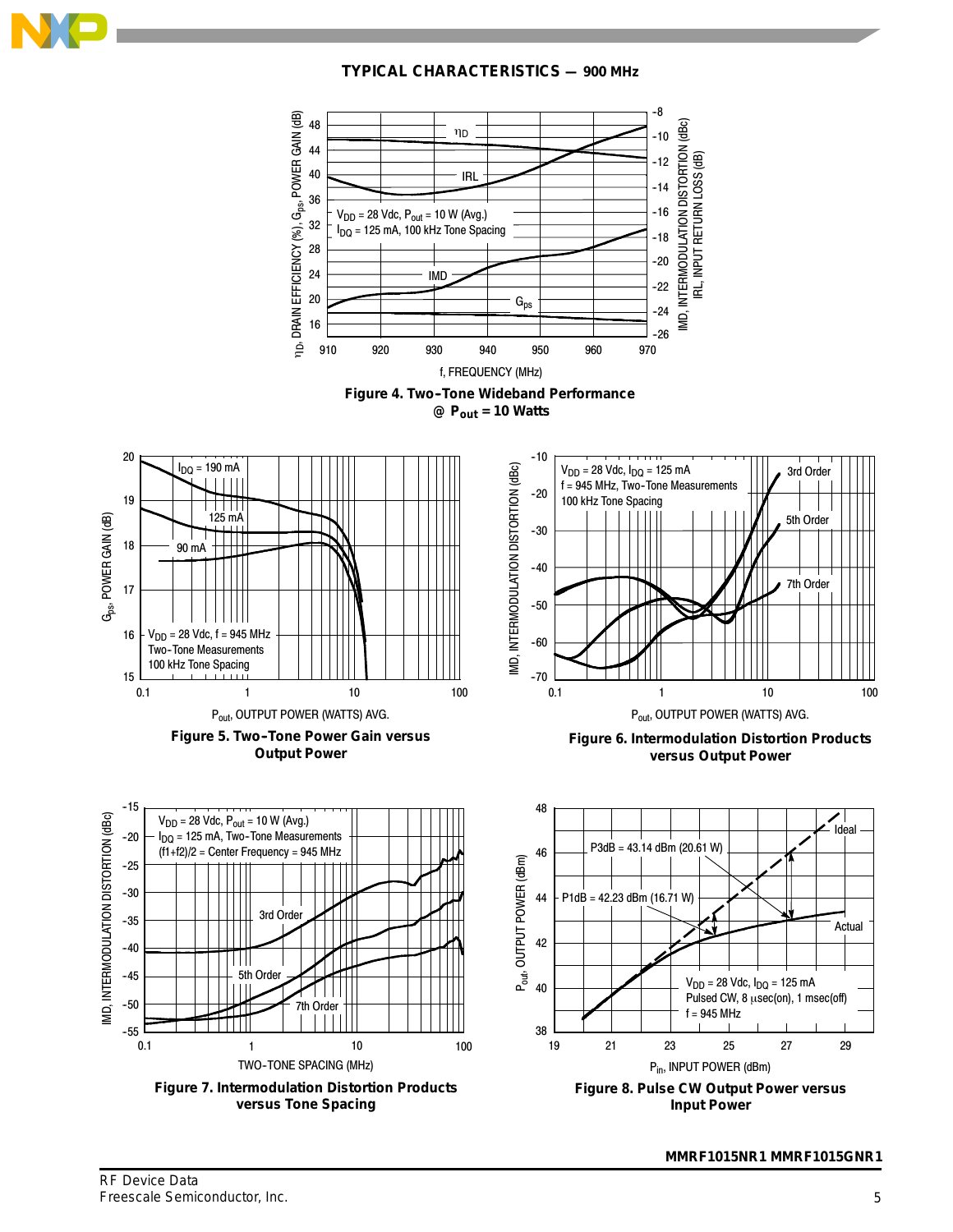## TYPICAL CHARACTERISTICS — 900 MHz

**Figure 4. Two-Tone Wideband Performance @ $P_{out}$ = 10 Watts**

**Figure 5. Two-Tone Power Gain versus Output Power**

**Figure 6. Intermodulation Distortion Products versus Output Power**

**Figure 7. Intermodulation Distortion Products versus Tone Spacing**

**Figure 8. Pulse CW Output Power versus Input Power**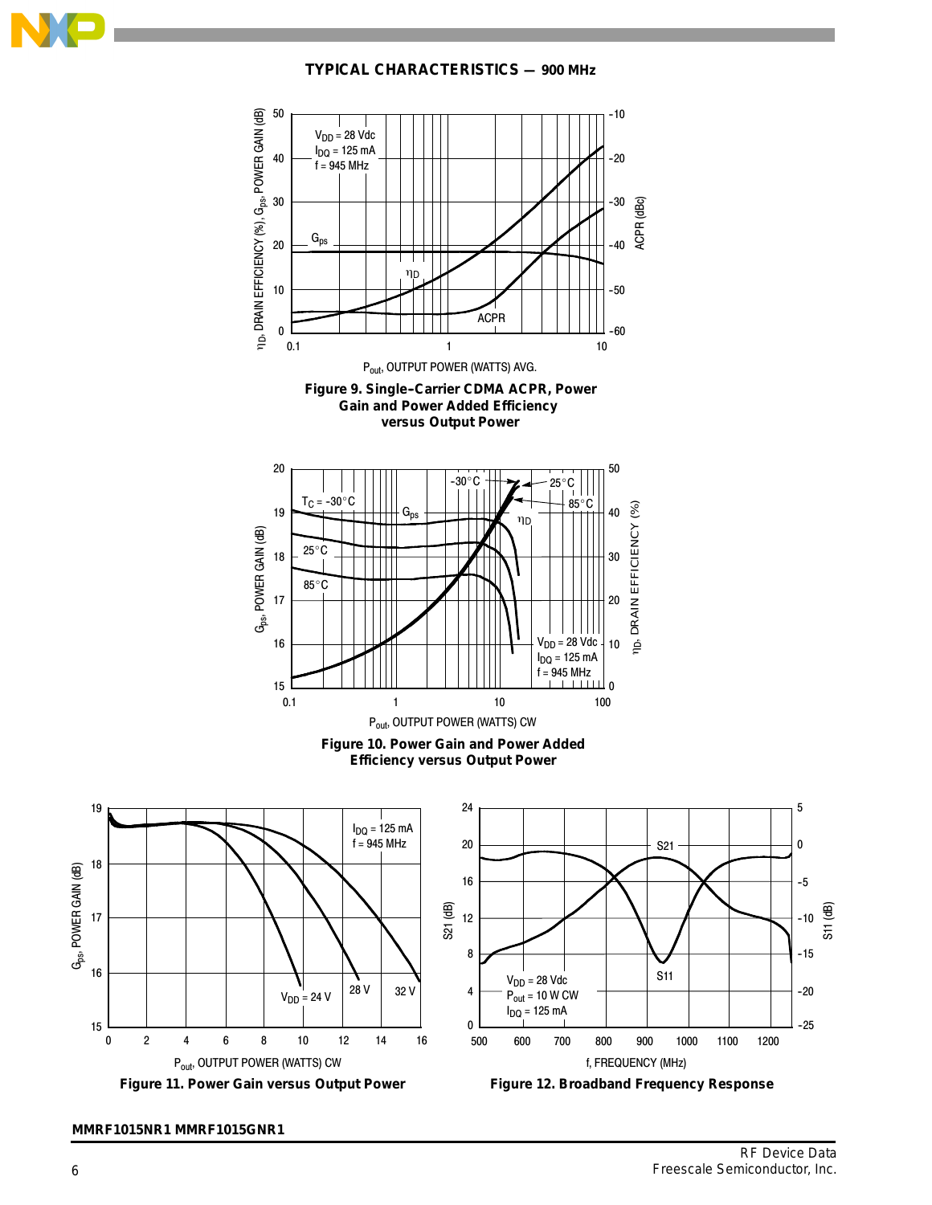## TYPICAL CHARACTERISTICS — 900 MHz

Figure 9. Single–Carrier CDMA ACPR, Power Gain and Power Added Efficiency versus Output Power

Figure 10. Power Gain and Power Added Efficiency versus Output Power

Figure 11. Power Gain versus Output Power

Figure 12. Broadband Frequency Response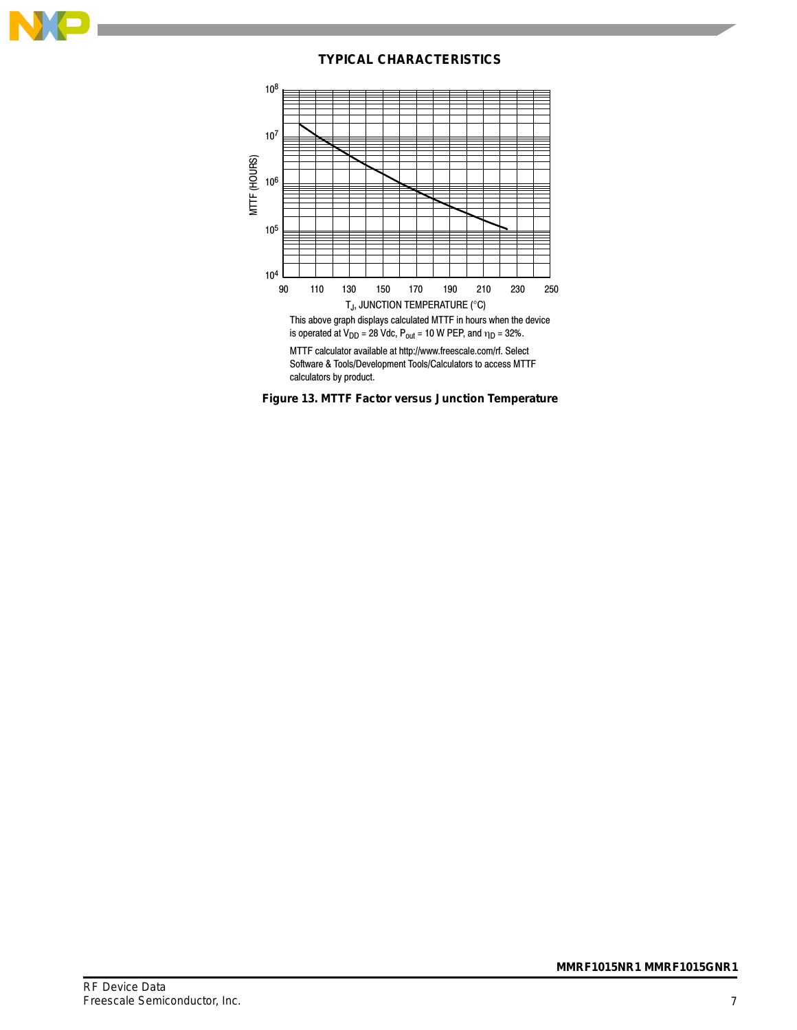## TYPICAL CHARACTERISTICS

This above graph displays calculated MTTF in hours when the device is operated at $V_{DD}$ = 28 Vdc, $P_{out}$ = 10 W PEP, and $\eta_D$ = 32%.

MTTF calculator available at http://www.freescale.com/rf. Select Software & Tools/Development Tools/Calculators to access MTTF calculators by product.

**Figure 13. MTTF Factor versus Junction Temperature**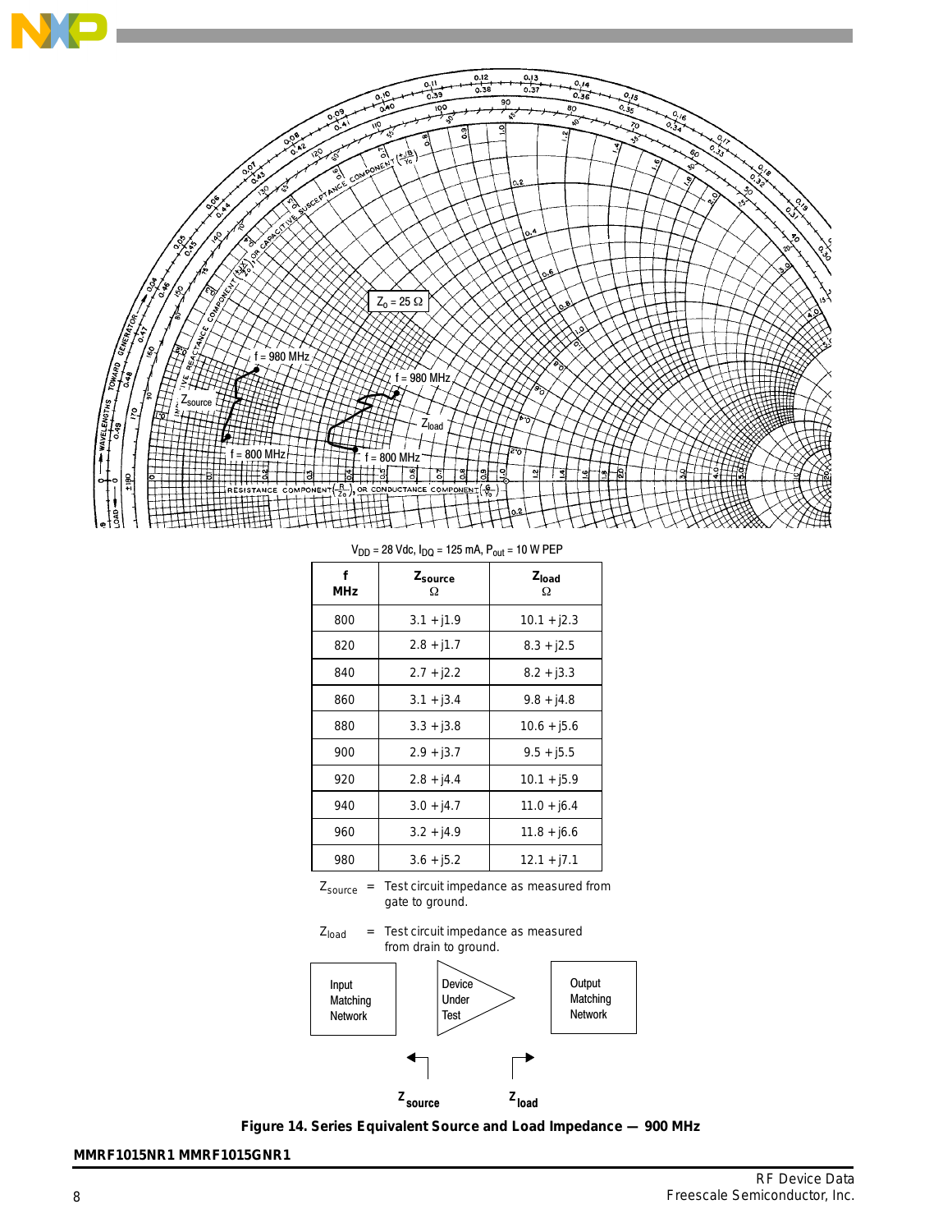$V_{DD}$ = 28 Vdc, $I_{DQ}$ = 125 mA, $P_{out}$ = 10 W PEP

| f MHz | $Z_{source}$ Ω | $Z_{load}$ Ω |
|---|---|---|
| 800 | 3.1 + j1.9 | 10.1 + j2.3 |
| 820 | 2.8 + j1.7 | 8.3 + j2.5 |
| 840 | 2.7 + j2.2 | 8.2 + j3.3 |
| 860 | 3.1 + j3.4 | 9.8 + j4.8 |
| 880 | 3.3 + j3.8 | 10.6 + j5.6 |
| 900 | 2.9 + j3.7 | 9.5 + j5.5 |
| 920 | 2.8 + j4.4 | 10.1 + j5.9 |
| 940 | 3.0 + j4.7 | 11.0 + j6.4 |
| 960 | 3.2 + j4.9 | 11.8 + j6.6 |
| 980 | 3.6 + j5.2 | 12.1 + j7.1 |

$Z_{source}$ = Test circuit impedance as measured from gate to ground.

$Z_{load}$ = Test circuit impedance as measured from drain to ground.

**Figure 14. Series Equivalent Source and Load Impedance — 900 MHz**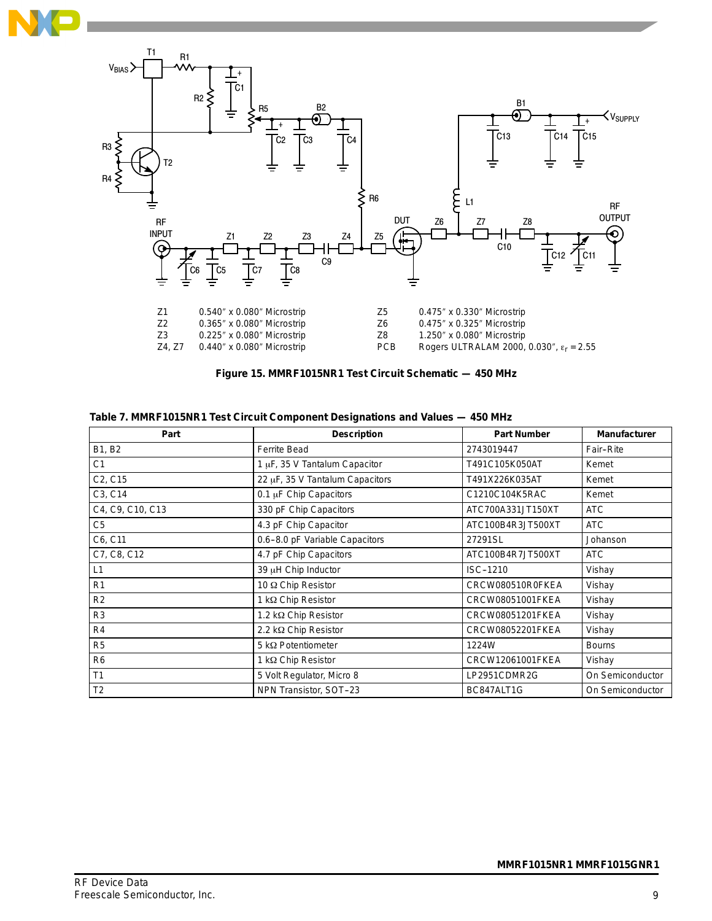| | | | |
|---|---|---|---|
| Z1 | 0.540″ x 0.080″ Microstrip | Z5 | 0.475″ x 0.330″ Microstrip |
| Z2 | 0.365″ x 0.080″ Microstrip | Z6 | 0.475″ x 0.325″ Microstrip |
| Z3 | 0.225″ x 0.080″ Microstrip | Z8 | 1.250″ x 0.080″ Microstrip |
| Z4, Z7 | 0.440″ x 0.080″ Microstrip | PCB | Rogers ULTRALAM 2000, 0.030″, $\varepsilon_r$ = 2.55 |

**Figure 15. MMRF1015NR1 Test Circuit Schematic — 450 MHz**

**Table 7. MMRF1015NR1 Test Circuit Component Designations and Values — 450 MHz**

| Part | Description | Part Number | Manufacturer |
|---|---|---|---|
| B1, B2 | Ferrite Bead | 2743019447 | Fair–Rite |
| C1 | 1 μF, 35 V Tantalum Capacitor | T491C105K050AT | Kemet |
| C2, C15 | 22 μF, 35 V Tantalum Capacitors | T491X226K035AT | Kemet |
| C3, C14 | 0.1 μF Chip Capacitors | C1210C104K5RAC | Kemet |
| C4, C9, C10, C13 | 330 pF Chip Capacitors | ATC700A331JT150XT | ATC |
| C5 | 4.3 pF Chip Capacitor | ATC100B4R3JT500XT | ATC |
| C6, C11 | 0.6–8.0 pF Variable Capacitors | 27291SL | Johanson |
| C7, C8, C12 | 4.7 pF Chip Capacitors | ATC100B4R7JT500XT | ATC |
| L1 | 39 μH Chip Inductor | ISC–1210 | Vishay |
| R1 | 10 Ω Chip Resistor | CRCW080510R0FKEA | Vishay |
| R2 | 1 kΩ Chip Resistor | CRCW08051001FKEA | Vishay |
| R3 | 1.2 kΩ Chip Resistor | CRCW08051201FKEA | Vishay |
| R4 | 2.2 kΩ Chip Resistor | CRCW08052201FKEA | Vishay |
| R5 | 5 kΩ Potentiometer | 1224W | Bourns |
| R6 | 1 kΩ Chip Resistor | CRCW12061001FKEA | Vishay |
| T1 | 5 Volt Regulator, Micro 8 | LP2951CDMR2G | On Semiconductor |
| T2 | NPN Transistor, SOT–23 | BC847ALT1G | On Semiconductor |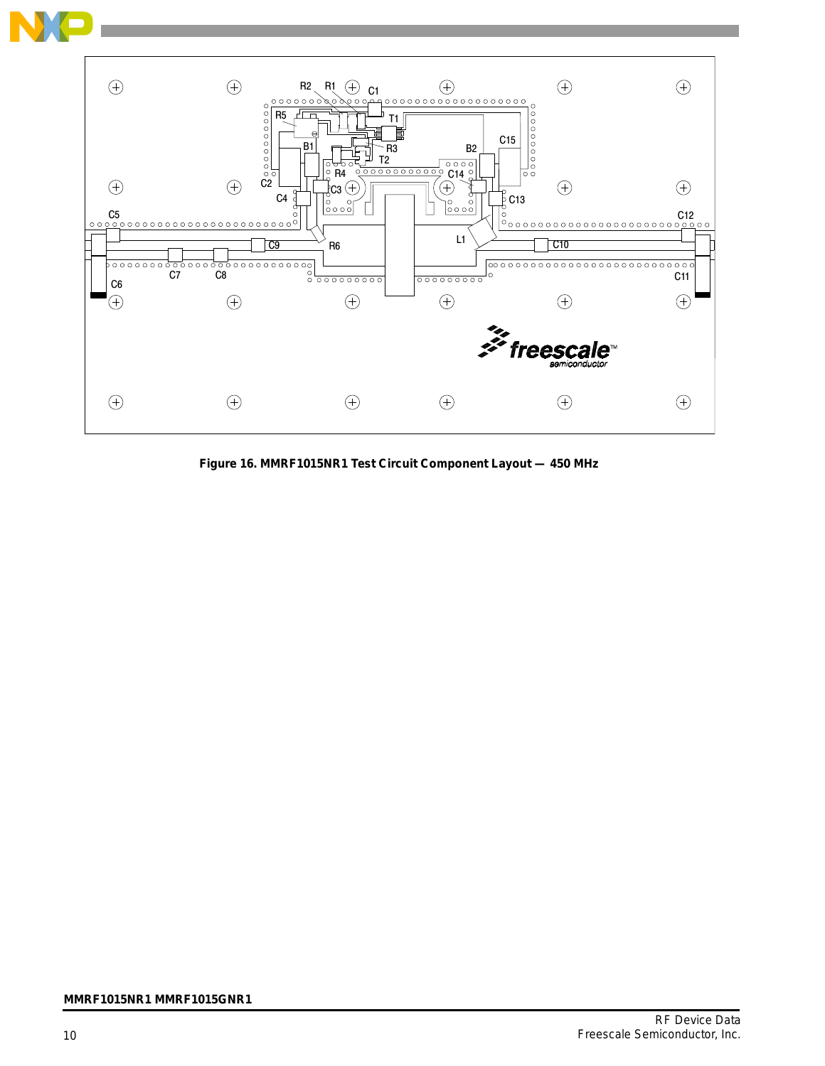Figure 16. MMRF1015NR1 Test Circuit Component Layout — 450 MHz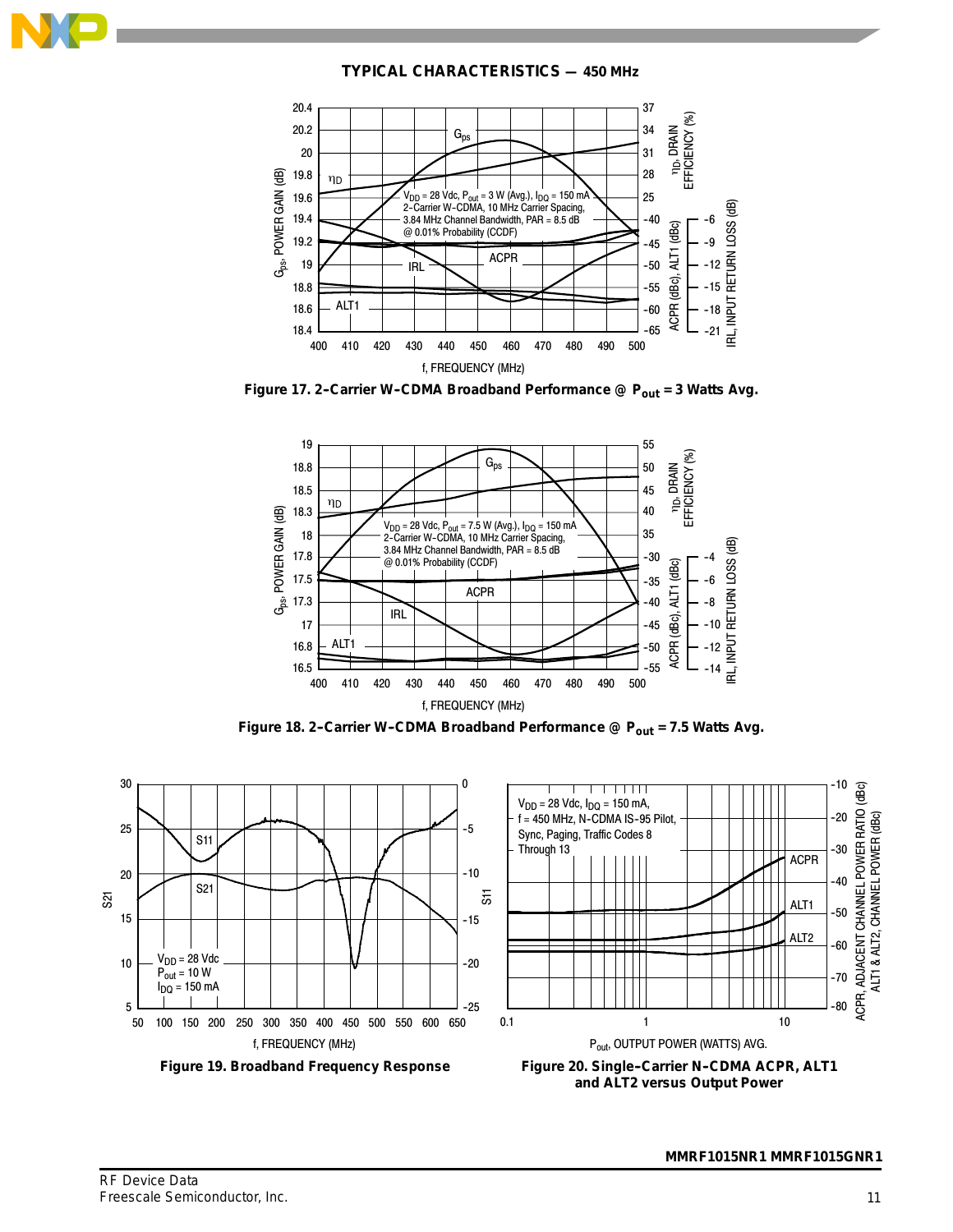## TYPICAL CHARACTERISTICS — 450 MHz

Figure 17. 2–Carrier W–CDMA Broadband Performance @ $P_{out}$ = 3 Watts Avg.

Figure 18. 2–Carrier W–CDMA Broadband Performance @ $P_{out}$ = 7.5 Watts Avg.

Figure 19. Broadband Frequency Response

Figure 20. Single–Carrier N–CDMA ACPR, ALT1 and ALT2 versus Output Power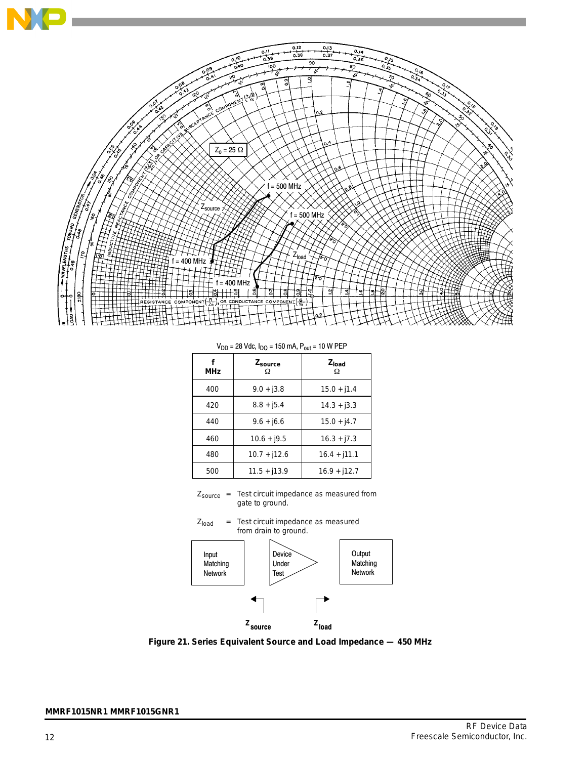$V_{DD}$ = 28 Vdc, $I_{DQ}$ = 150 mA, $P_{out}$ = 10 W PEP

| f MHz | $Z_{source}$ Ω | $Z_{load}$ Ω |
|---|---|---|
| 400 | 9.0 + j3.8 | 15.0 + j1.4 |
| 420 | 8.8 + j5.4 | 14.3 + j3.3 |
| 440 | 9.6 + j6.6 | 15.0 + j4.7 |
| 460 | 10.6 + j9.5 | 16.3 + j7.3 |
| 480 | 10.7 + j12.6 | 16.4 + j11.1 |
| 500 | 11.5 + j13.9 | 16.9 + j12.7 |

$Z_{source}$ = Test circuit impedance as measured from gate to ground.

$Z_{load}$ = Test circuit impedance as measured from drain to ground.

**Figure 21. Series Equivalent Source and Load Impedance — 450 MHz**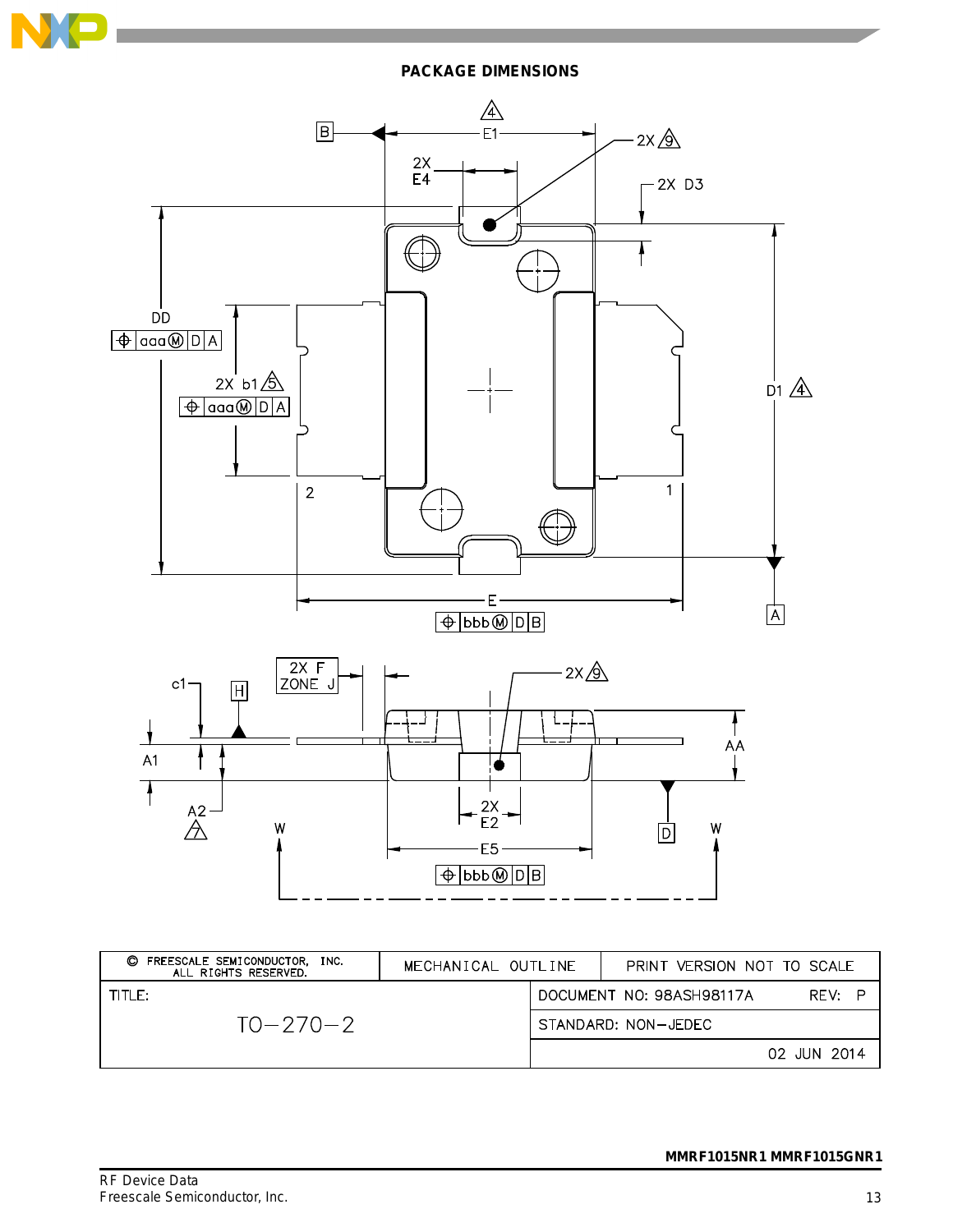## PACKAGE DIMENSIONS

| © FREESCALE SEMICONDUCTOR, INC. ALL RIGHTS RESERVED. | MECHANICAL OUTLINE | PRINT VERSION NOT TO SCALE |
|---|---|---|
| TITLE: TO−270−2 | DOCUMENT NO: 98ASH98117A | REV: P |
| | STANDARD: NON−JEDEC | |
| | | 02 JUN 2014 |

MMRF1015NR1 MMRF1015GNR1

RF Device Data
Freescale Semiconductor, Inc.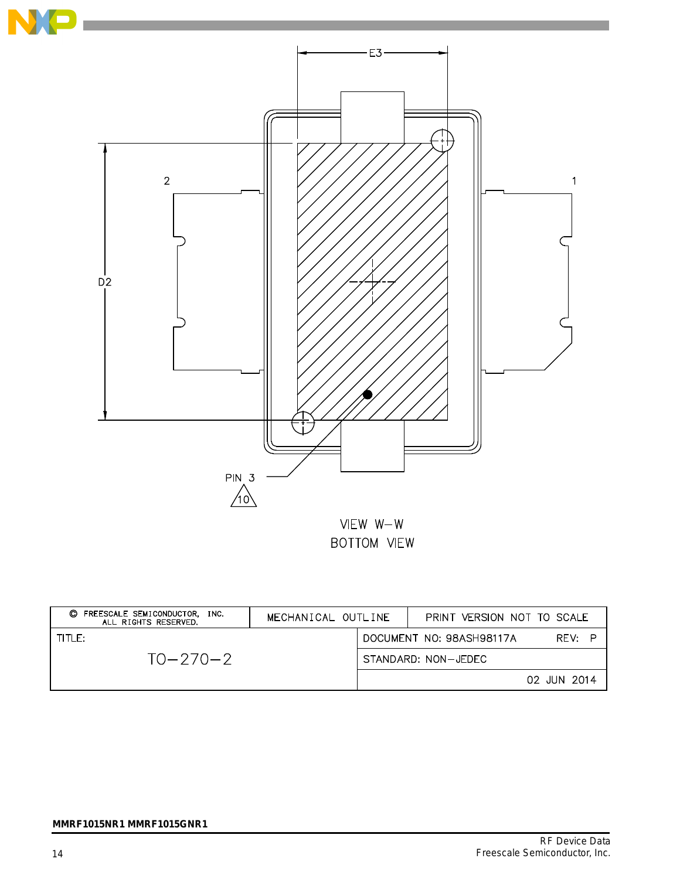E3

D2

2

1

PIN 3

10

VIEW W–W
BOTTOM VIEW

| © FREESCALE SEMICONDUCTOR, INC. ALL RIGHTS RESERVED. | MECHANICAL OUTLINE | PRINT VERSION NOT TO SCALE |
|---|---|---|
| TITLE: TO–270–2 | DOCUMENT NO: 98ASH98117A | REV: P |
| | STANDARD: NON–JEDEC | |
| | | 02 JUN 2014 |

MMRF1015NR1 MMRF1015GNR1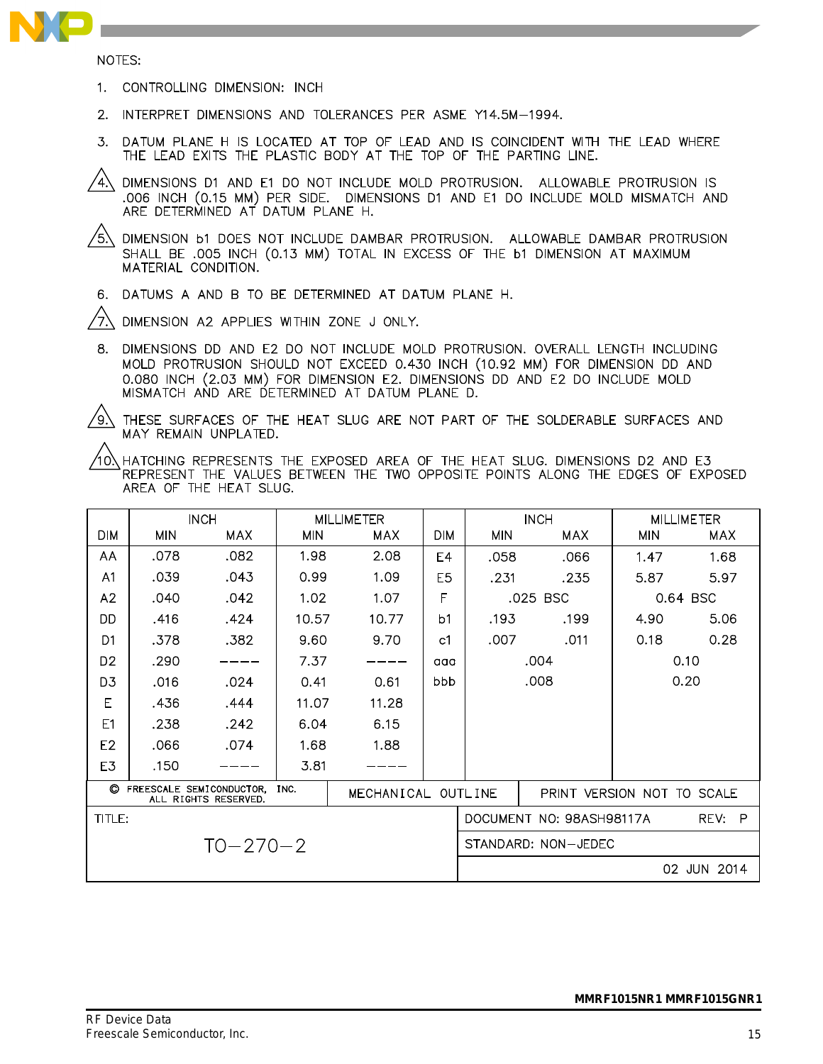NOTES:

1. CONTROLLING DIMENSION: INCH
2. INTERPRET DIMENSIONS AND TOLERANCES PER ASME Y14.5M–1994.
3. DATUM PLANE H IS LOCATED AT TOP OF LEAD AND IS COINCIDENT WITH THE LEAD WHERE THE LEAD EXITS THE PLASTIC BODY AT THE TOP OF THE PARTING LINE.
4. DIMENSIONS D1 AND E1 DO NOT INCLUDE MOLD PROTRUSION. ALLOWABLE PROTRUSION IS .006 INCH (0.15 MM) PER SIDE. DIMENSIONS D1 AND E1 DO INCLUDE MOLD MISMATCH AND ARE DETERMINED AT DATUM PLANE H.
5. DIMENSION b1 DOES NOT INCLUDE DAMBAR PROTRUSION. ALLOWABLE DAMBAR PROTRUSION SHALL BE .005 INCH (0.13 MM) TOTAL IN EXCESS OF THE b1 DIMENSION AT MAXIMUM MATERIAL CONDITION.
6. DATUMS A AND B TO BE DETERMINED AT DATUM PLANE H.
7. DIMENSION A2 APPLIES WITHIN ZONE J ONLY.
8. DIMENSIONS DD AND E2 DO NOT INCLUDE MOLD PROTRUSION. OVERALL LENGTH INCLUDING MOLD PROTRUSION SHOULD NOT EXCEED 0.430 INCH (10.92 MM) FOR DIMENSION DD AND 0.080 INCH (2.03 MM) FOR DIMENSION E2. DIMENSIONS DD AND E2 DO INCLUDE MOLD MISMATCH AND ARE DETERMINED AT DATUM PLANE D.
9. THESE SURFACES OF THE HEAT SLUG ARE NOT PART OF THE SOLDERABLE SURFACES AND MAY REMAIN UNPLATED.
10. HATCHING REPRESENTS THE EXPOSED AREA OF THE HEAT SLUG. DIMENSIONS D2 AND E3 REPRESENT THE VALUES BETWEEN THE TWO OPPOSITE POINTS ALONG THE EDGES OF EXPOSED AREA OF THE HEAT SLUG.

| DIM | INCH | | MILLIMETER | | DIM | INCH | | MILLIMETER | |
|---|---|---|---|---|---|---|---|---|---|
| | MIN | MAX | MIN | MAX | | MIN | MAX | MIN | MAX |
| AA | .078 | .082 | 1.98 | 2.08 | E4 | .058 | .066 | 1.47 | 1.68 |
| A1 | .039 | .043 | 0.99 | 1.09 | E5 | .231 | .235 | 5.87 | 5.97 |
| A2 | .040 | .042 | 1.02 | 1.07 | F | .025 BSC | | 0.64 BSC | |
| DD | .416 | .424 | 10.57 | 10.77 | b1 | .193 | .199 | 4.90 | 5.06 |
| D1 | .378 | .382 | 9.60 | 9.70 | c1 | .007 | .011 | 0.18 | 0.28 |
| D2 | .290 | ---- | 7.37 | ---- | aaa | .004 | | 0.10 | |
| D3 | .016 | .024 | 0.41 | 0.61 | bbb | .008 | | 0.20 | |
| E | .436 | .444 | 11.07 | 11.28 | | | | | |
| E1 | .238 | .242 | 6.04 | 6.15 | | | | | |
| E2 | .066 | .074 | 1.68 | 1.88 | | | | | |
| E3 | .150 | ---- | 3.81 | ---- | | | | | |

| © FREESCALE SEMICONDUCTOR, INC. ALL RIGHTS RESERVED. | MECHANICAL OUTLINE | PRINT VERSION NOT TO SCALE |
|---|---|---|
| TITLE: TO–270–2 | DOCUMENT NO: 98ASH98117A | REV: P |
| | STANDARD: NON–JEDEC | |
| | | 02 JUN 2014 |

MMRF1015NR1 MMRF1015GNR1

RF Device Data
Freescale Semiconductor, Inc.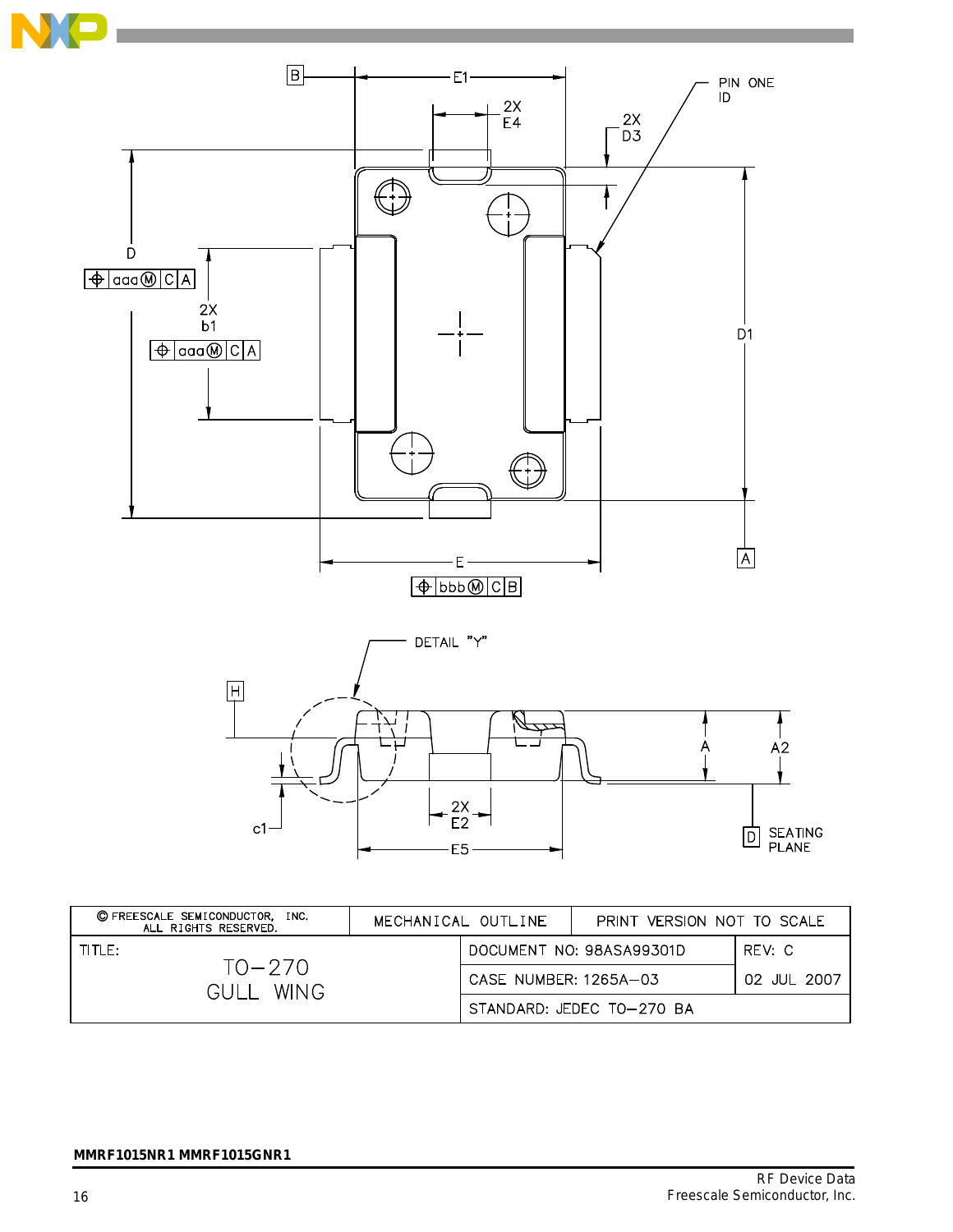B E1 2X E4 2X D3 PIN ONE ID

D

2X b1

D1

E

A

DETAIL "Y"

H

A A2

2X E2

c1

E5

D SEATING PLANE

| © FREESCALE SEMICONDUCTOR, INC. ALL RIGHTS RESERVED. | MECHANICAL OUTLINE | PRINT VERSION NOT TO SCALE | |
|---|---|---|---|
| TITLE: TO–270 GULL WING | DOCUMENT NO: 98ASA99301D | | REV: C |
| | CASE NUMBER: 1265A–03 | | 02 JUL 2007 |
| | STANDARD: JEDEC TO–270 BA | | |

**MMRF1015NR1 MMRF1015GNR1**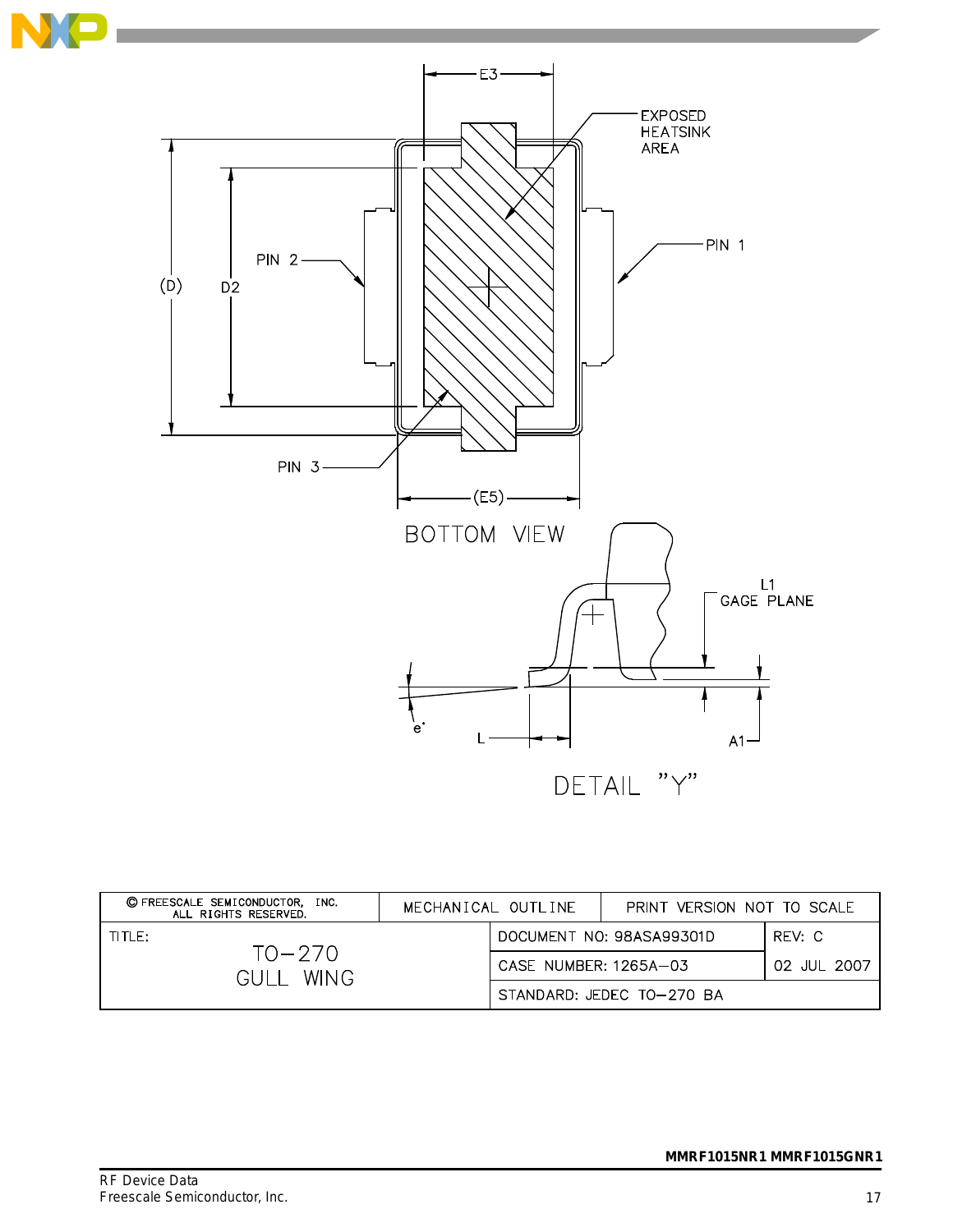BOTTOM VIEW

DETAIL "Y"

| © FREESCALE SEMICONDUCTOR, INC. ALL RIGHTS RESERVED. | MECHANICAL OUTLINE | PRINT VERSION NOT TO SCALE |
| --- | --- | --- |
| TITLE: TO–270 GULL WING | DOCUMENT NO: 98ASA99301D | REV: C |
| | CASE NUMBER: 1265A–03 | 02 JUL 2007 |
| | STANDARD: JEDEC TO–270 BA | |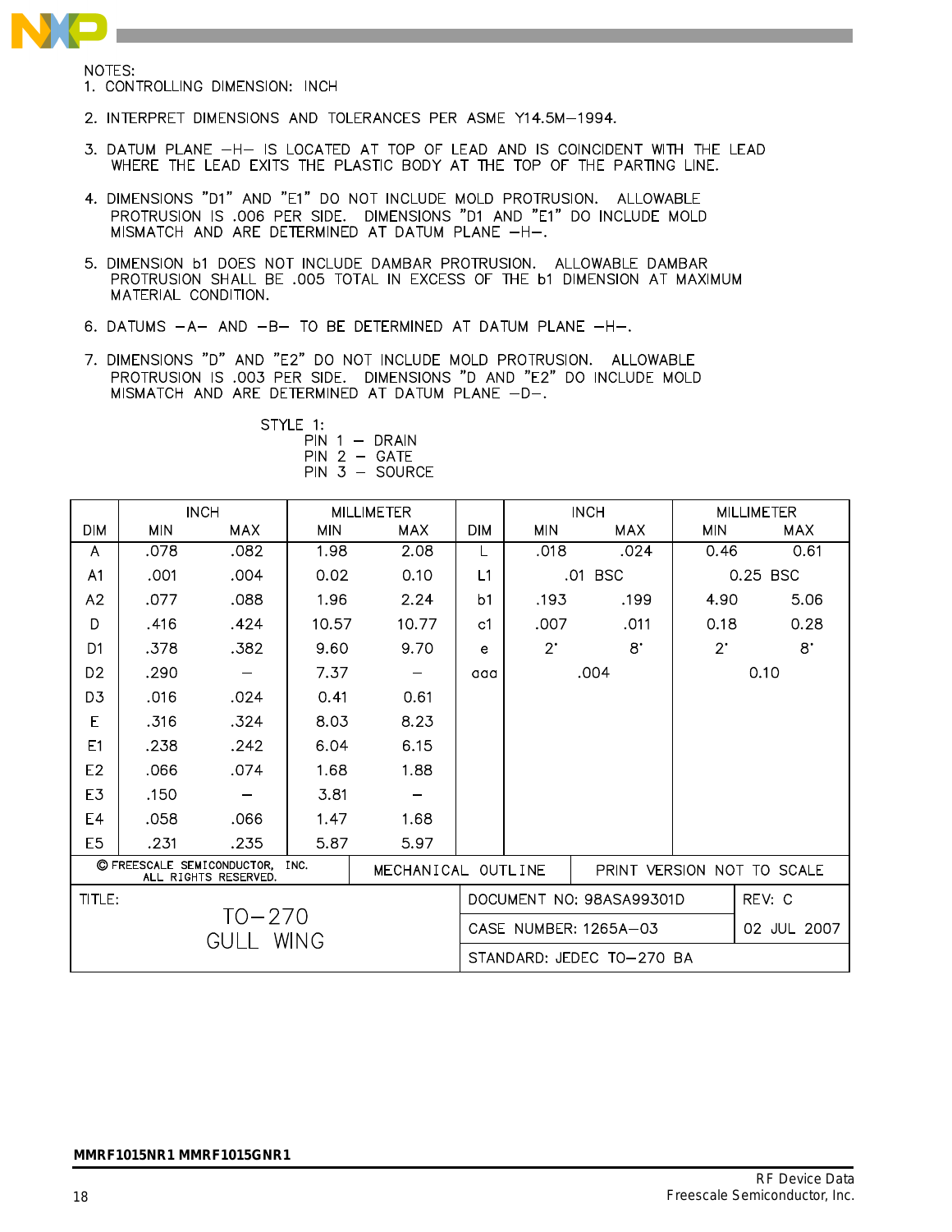NOTES:

1. CONTROLLING DIMENSION: INCH
2. INTERPRET DIMENSIONS AND TOLERANCES PER ASME Y14.5M–1994.
3. DATUM PLANE –H– IS LOCATED AT TOP OF LEAD AND IS COINCIDENT WITH THE LEAD WHERE THE LEAD EXITS THE PLASTIC BODY AT THE TOP OF THE PARTING LINE.
4. DIMENSIONS "D1" AND "E1" DO NOT INCLUDE MOLD PROTRUSION. ALLOWABLE PROTRUSION IS .006 PER SIDE. DIMENSIONS "D1 AND "E1" DO INCLUDE MOLD MISMATCH AND ARE DETERMINED AT DATUM PLANE –H–.
5. DIMENSION b1 DOES NOT INCLUDE DAMBAR PROTRUSION. ALLOWABLE DAMBAR PROTRUSION SHALL BE .005 TOTAL IN EXCESS OF THE b1 DIMENSION AT MAXIMUM MATERIAL CONDITION.
6. DATUMS –A– AND –B– TO BE DETERMINED AT DATUM PLANE –H–.
7. DIMENSIONS "D" AND "E2" DO NOT INCLUDE MOLD PROTRUSION. ALLOWABLE PROTRUSION IS .003 PER SIDE. DIMENSIONS "D AND "E2" DO INCLUDE MOLD MISMATCH AND ARE DETERMINED AT DATUM PLANE –D–.

STYLE 1:
PIN 1 – DRAIN
PIN 2 – GATE
PIN 3 – SOURCE

| DIM | INCH | | MILLIMETER | | DIM | INCH | | MILLIMETER | |
|---|---|---|---|---|---|---|---|---|---|
| | MIN | MAX | MIN | MAX | | MIN | MAX | MIN | MAX |
| A | .078 | .082 | 1.98 | 2.08 | L | .018 | .024 | 0.46 | 0.61 |
| A1 | .001 | .004 | 0.02 | 0.10 | L1 | .01 BSC | | 0.25 BSC | |
| A2 | .077 | .088 | 1.96 | 2.24 | b1 | .193 | .199 | 4.90 | 5.06 |
| D | .416 | .424 | 10.57 | 10.77 | c1 | .007 | .011 | 0.18 | 0.28 |
| D1 | .378 | .382 | 9.60 | 9.70 | e | 2° | 8° | 2° | 8° |
| D2 | .290 | — | 7.37 | — | aaa | .004 | | 0.10 | |
| D3 | .016 | .024 | 0.41 | 0.61 | | | | | |
| E | .316 | .324 | 8.03 | 8.23 | | | | | |
| E1 | .238 | .242 | 6.04 | 6.15 | | | | | |
| E2 | .066 | .074 | 1.68 | 1.88 | | | | | |
| E3 | .150 | — | 3.81 | — | | | | | |
| E4 | .058 | .066 | 1.47 | 1.68 | | | | | |
| E5 | .231 | .235 | 5.87 | 5.97 | | | | | |

| © FREESCALE SEMICONDUCTOR, INC. ALL RIGHTS RESERVED. | MECHANICAL OUTLINE | PRINT VERSION NOT TO SCALE |
|---|---|---|
| TITLE: TO–270 GULL WING | DOCUMENT NO: 98ASA99301D | REV: C |
| | CASE NUMBER: 1265A–03 | 02 JUL 2007 |
| | STANDARD: JEDEC TO–270 BA | |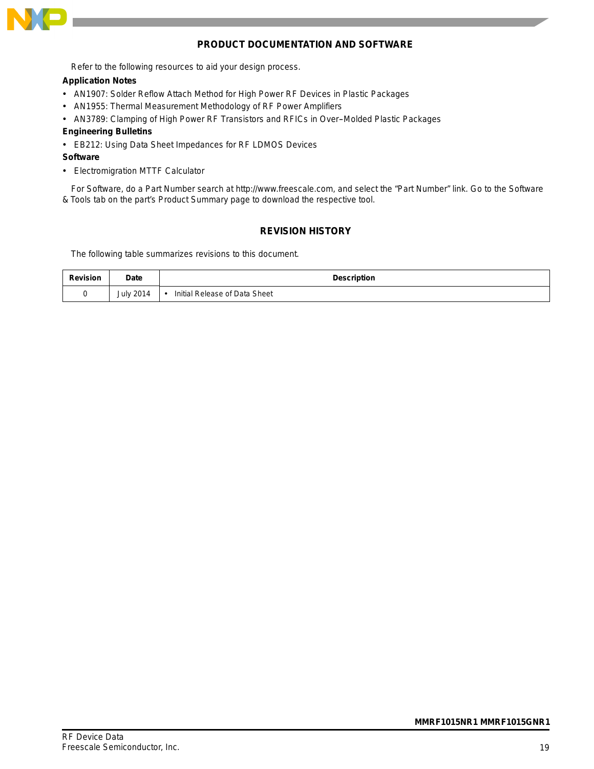## PRODUCT DOCUMENTATION AND SOFTWARE

Refer to the following resources to aid your design process.

**Application Notes**

- AN1907: Solder Reflow Attach Method for High Power RF Devices in Plastic Packages
- AN1955: Thermal Measurement Methodology of RF Power Amplifiers
- AN3789: Clamping of High Power RF Transistors and RFICs in Over–Molded Plastic Packages

**Engineering Bulletins**

- EB212: Using Data Sheet Impedances for RF LDMOS Devices

**Software**

- Electromigration MTTF Calculator

For Software, do a Part Number search at http://www.freescale.com, and select the "Part Number" link. Go to the Software & Tools tab on the part's Product Summary page to download the respective tool.

## REVISION HISTORY

The following table summarizes revisions to this document.

| Revision | Date | Description |
|---|---|---|
| 0 | July 2014 | • Initial Release of Data Sheet |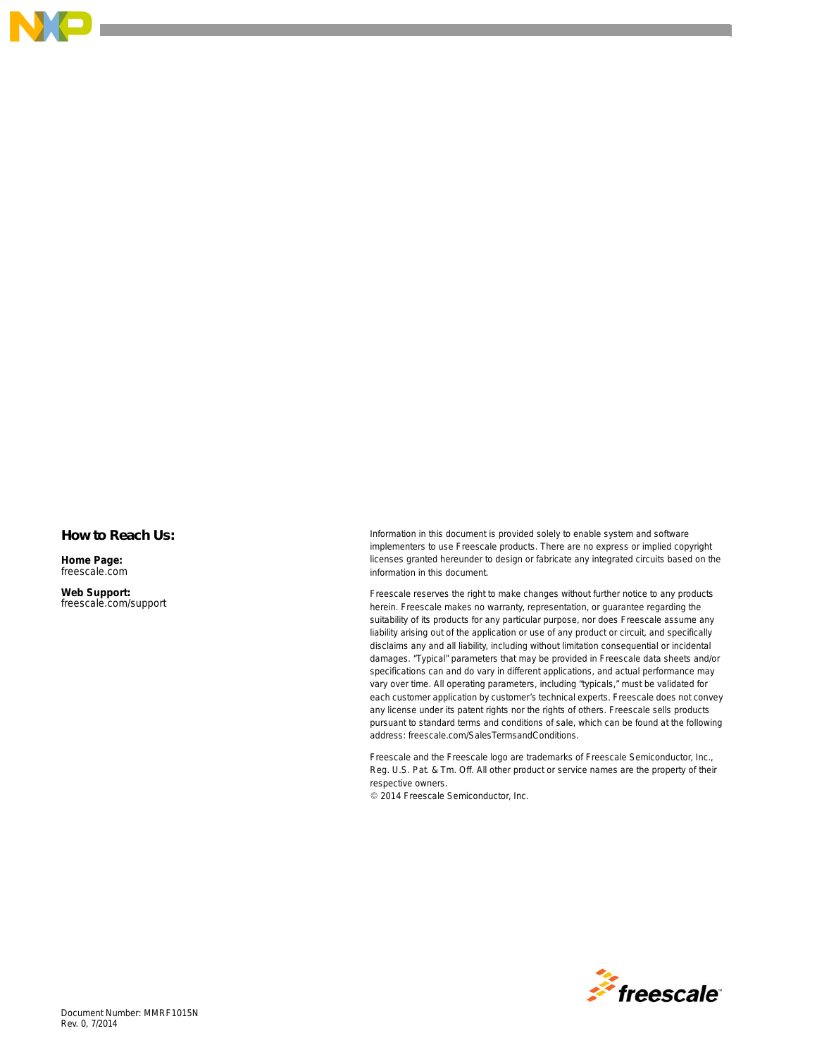## How to Reach Us:

**Home Page:**
freescale.com

**Web Support:**
freescale.com/support

Information in this document is provided solely to enable system and software implementers to use Freescale products. There are no express or implied copyright licenses granted hereunder to design or fabricate any integrated circuits based on the information in this document.

Freescale reserves the right to make changes without further notice to any products herein. Freescale makes no warranty, representation, or guarantee regarding the suitability of its products for any particular purpose, nor does Freescale assume any liability arising out of the application or use of any product or circuit, and specifically disclaims any and all liability, including without limitation consequential or incidental damages. "Typical" parameters that may be provided in Freescale data sheets and/or specifications can and do vary in different applications, and actual performance may vary over time. All operating parameters, including "typicals," must be validated for each customer application by customer's technical experts. Freescale does not convey any license under its patent rights nor the rights of others. Freescale sells products pursuant to standard terms and conditions of sale, which can be found at the following address: freescale.com/SalesTermsandConditions.

Freescale and the Freescale logo are trademarks of Freescale Semiconductor, Inc., Reg. U.S. Pat. & Tm. Off. All other product or service names are the property of their respective owners.
© 2014 Freescale Semiconductor, Inc.

Document Number: MMRF1015N
Rev. 0, 7/2014